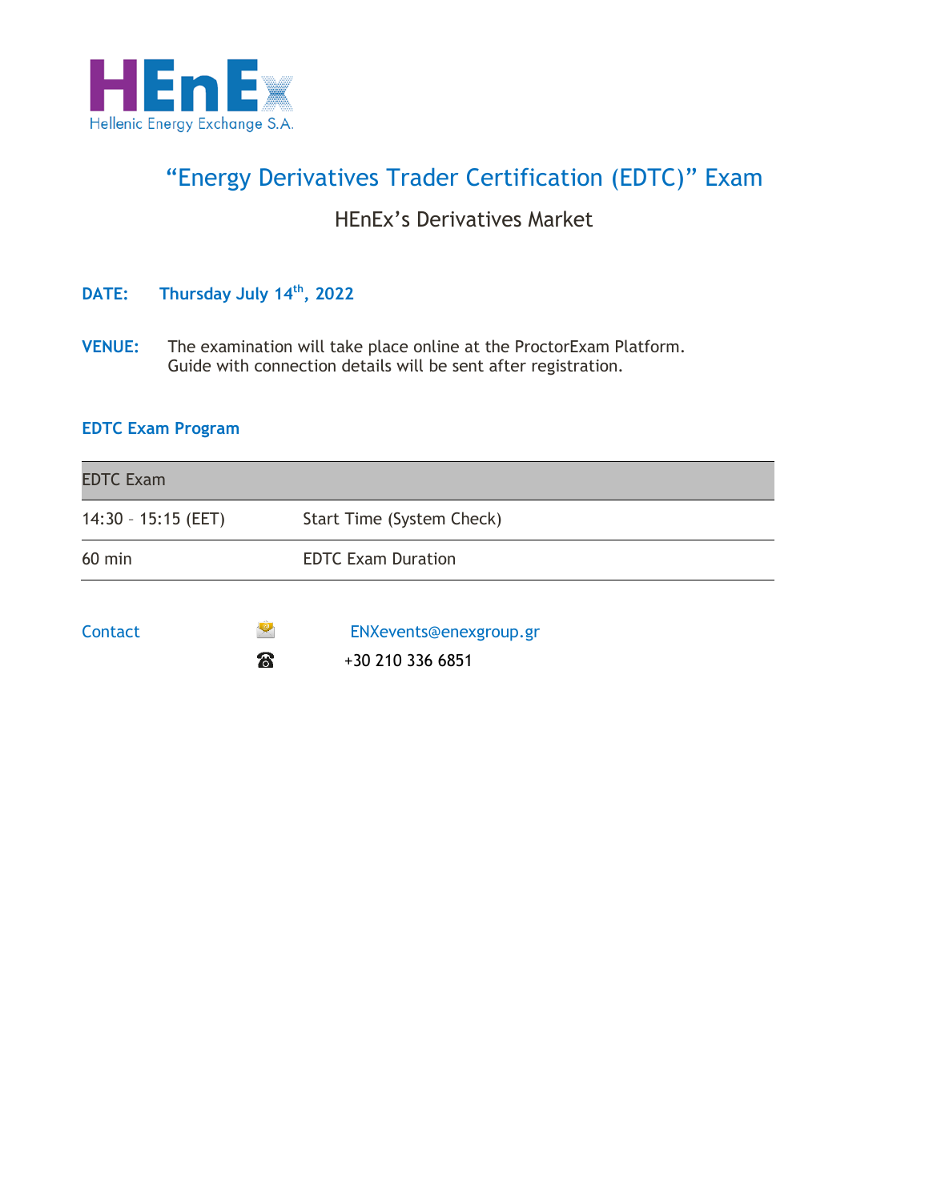HEnEx
Hellenic Energy Exchange S.A.

# "Energy Derivatives Trader Certification (EDTC)" Exam

## HEnEx's Derivatives Market

**DATE:** **Thursday July 14th, 2022**

**VENUE:** The examination will take place online at the ProctorExam Platform.
Guide with connection details will be sent after registration.

### EDTC Exam Program

| EDTC Exam | |
|---|---|
| 14:30 – 15:15 (EET) | Start Time (System Check) |
| 60 min | EDTC Exam Duration |

Contact

ENXevents@enexgroup.gr

+30 210 336 6851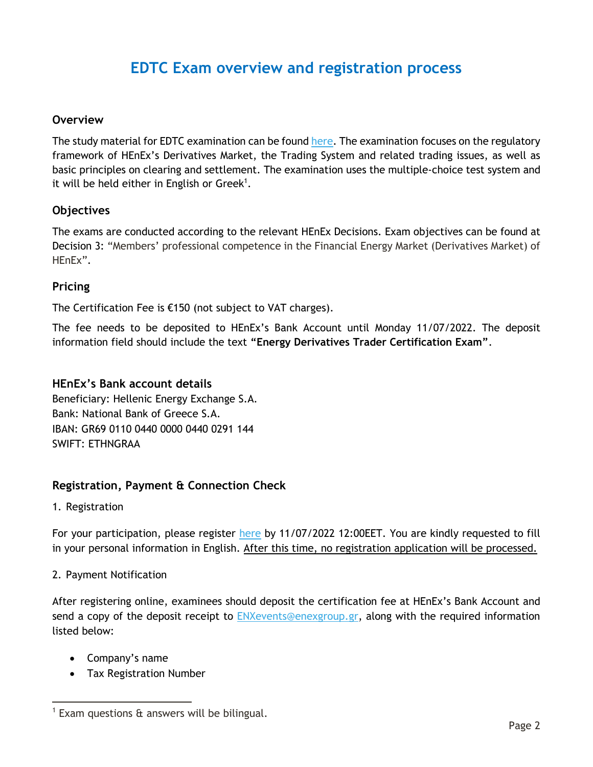# EDTC Exam overview and registration process

### Overview

The study material for EDTC examination can be found here. The examination focuses on the regulatory framework of HEnEx's Derivatives Market, the Trading System and related trading issues, as well as basic principles on clearing and settlement. The examination uses the multiple-choice test system and it will be held either in English or Greek[1].

### Objectives

The exams are conducted according to the relevant HEnEx Decisions. Exam objectives can be found at Decision 3: "Members' professional competence in the Financial Energy Market (Derivatives Market) of HEnEx".

### Pricing

The Certification Fee is €150 (not subject to VAT charges).

The fee needs to be deposited to HEnEx's Bank Account until Monday 11/07/2022. The deposit information field should include the text **"Energy Derivatives Trader Certification Exam"**.

### HEnEx's Bank account details

Beneficiary: Hellenic Energy Exchange S.A.
Bank: National Bank of Greece S.A.
IBAN: GR69 0110 0440 0000 0440 0291 144
SWIFT: ETHNGRAA

### Registration, Payment & Connection Check

1. Registration

For your participation, please register here by 11/07/2022 12:00EET. You are kindly requested to fill in your personal information in English. After this time, no registration application will be processed.

2. Payment Notification

After registering online, examinees should deposit the certification fee at HEnEx's Bank Account and send a copy of the deposit receipt to ENXevents@enexgroup.gr, along with the required information listed below:

- Company's name
- Tax Registration Number

[1] Exam questions & answers will be bilingual.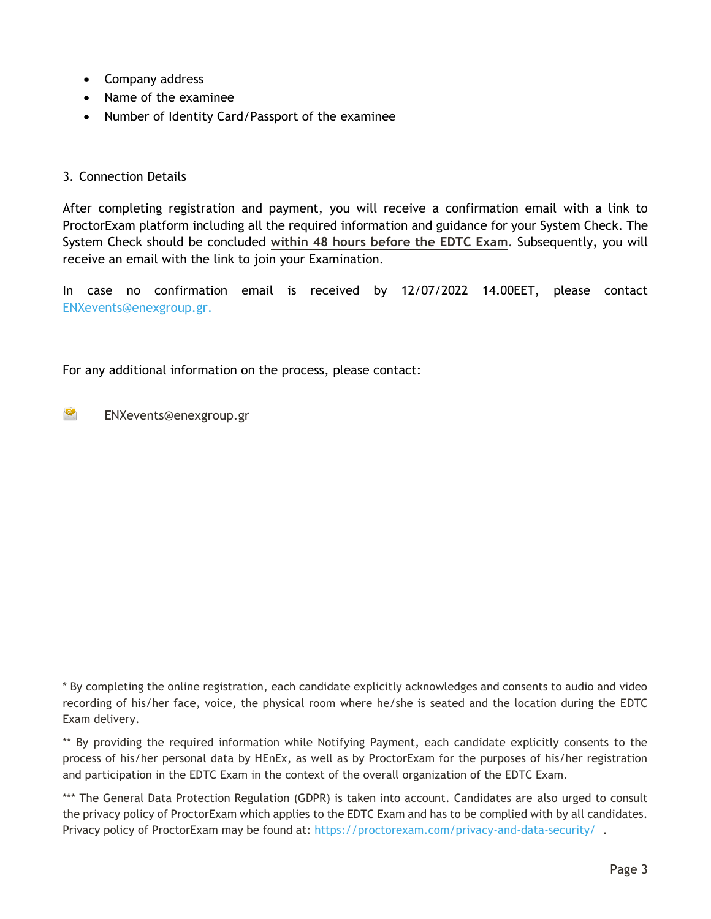- Company address
- Name of the examinee
- Number of Identity Card/Passport of the examinee

3. Connection Details

After completing registration and payment, you will receive a confirmation email with a link to ProctorExam platform including all the required information and guidance for your System Check. The System Check should be concluded **within 48 hours before the EDTC Exam**. Subsequently, you will receive an email with the link to join your Examination.

In case no confirmation email is received by 12/07/2022 14.00EET, please contact ENXevents@enexgroup.gr.

For any additional information on the process, please contact:

ENXevents@enexgroup.gr

* By completing the online registration, each candidate explicitly acknowledges and consents to audio and video recording of his/her face, voice, the physical room where he/she is seated and the location during the EDTC Exam delivery.

** By providing the required information while Notifying Payment, each candidate explicitly consents to the process of his/her personal data by HEnEx, as well as by ProctorExam for the purposes of his/her registration and participation in the EDTC Exam in the context of the overall organization of the EDTC Exam.

*** The General Data Protection Regulation (GDPR) is taken into account. Candidates are also urged to consult the privacy policy of ProctorExam which applies to the EDTC Exam and has to be complied with by all candidates. Privacy policy of ProctorExam may be found at: https://proctorexam.com/privacy-and-data-security/ .